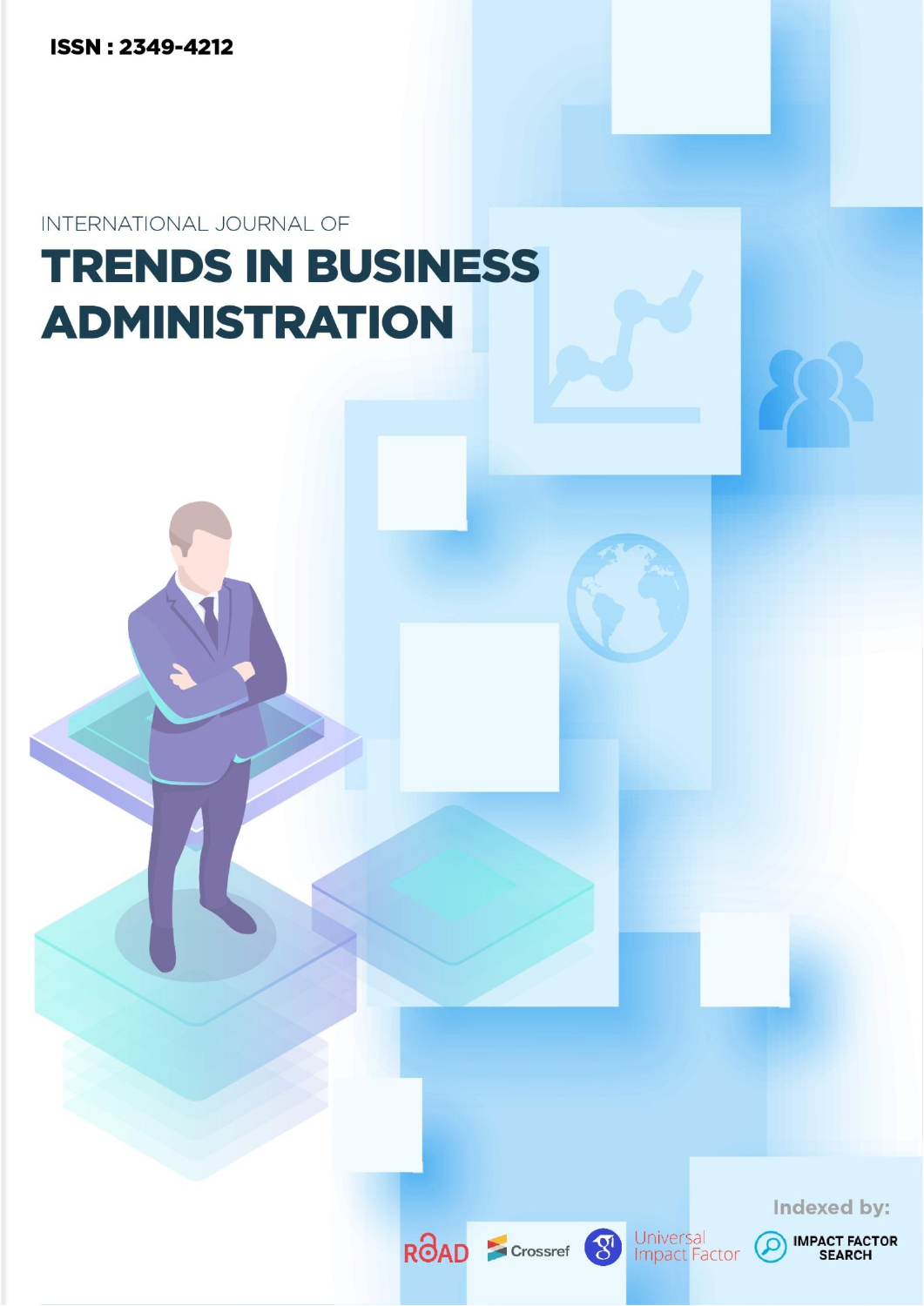ISSN : 2349-4212

INTERNATIONAL JOURNAL OF

# TRENDS IN BUSINESS ADMINISTRATION

Indexed by:

ROAD Crossref Universal Impact Factor IMPACT FACTOR SEARCH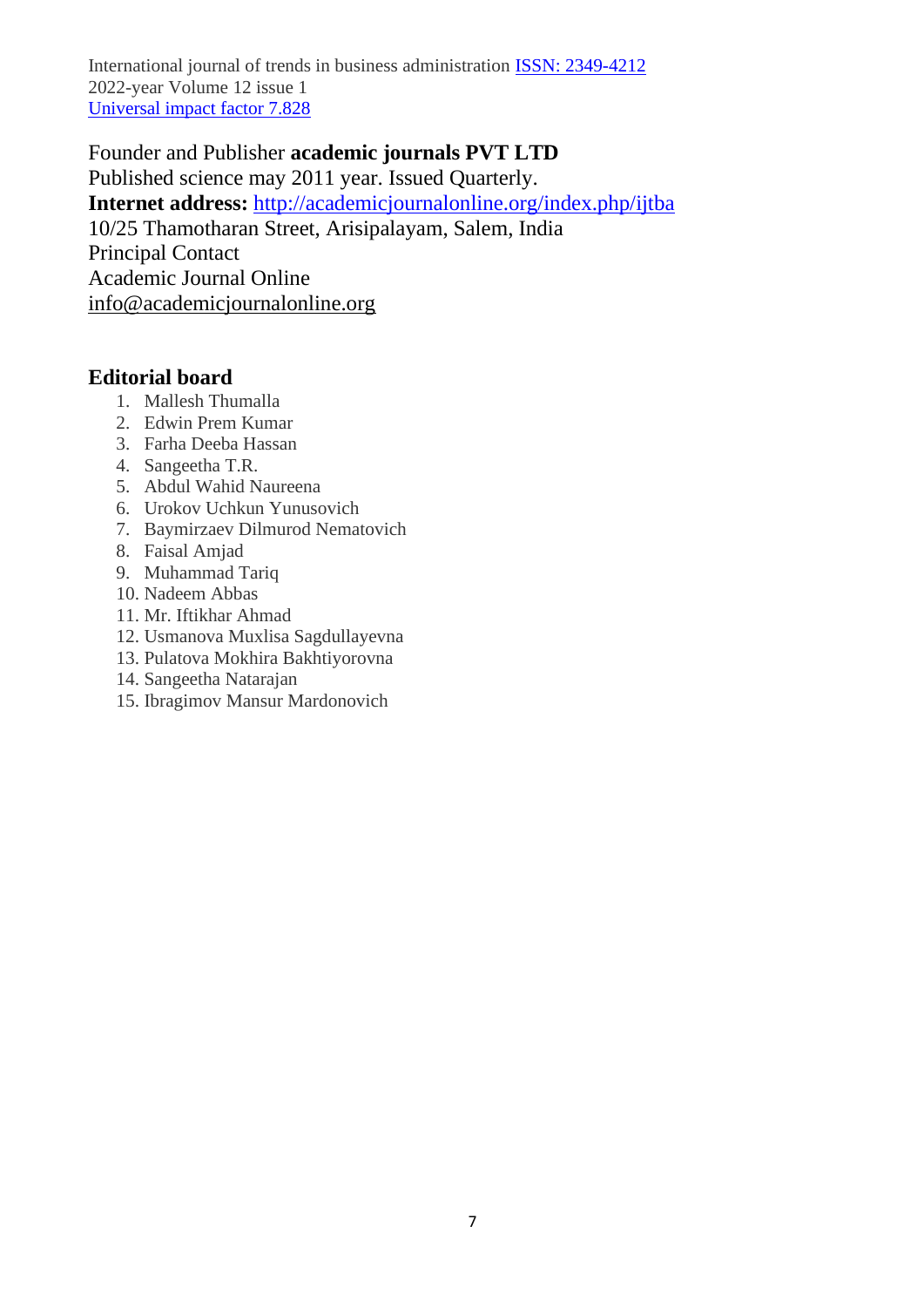International journal of trends in business administration ISSN: 2349-4212
2022-year Volume 12 issue 1
Universal impact factor 7.828

Founder and Publisher **academic journals PVT LTD**
Published science may 2011 year. Issued Quarterly.
**Internet address:** http://academicjournalonline.org/index.php/ijtba
10/25 Thamotharan Street, Arisipalayam, Salem, India
Principal Contact
Academic Journal Online
info@academicjournalonline.org

## Editorial board

1. Mallesh Thumalla
2. Edwin Prem Kumar
3. Farha Deeba Hassan
4. Sangeetha T.R.
5. Abdul Wahid Naureena
6. Urokov Uchkun Yunusovich
7. Baymirzaev Dilmurod Nematovich
8. Faisal Amjad
9. Muhammad Tariq
10. Nadeem Abbas
11. Mr. Iftikhar Ahmad
12. Usmanova Muxlisa Sagdullayevna
13. Pulatova Mokhira Bakhtiyorovna
14. Sangeetha Natarajan
15. Ibragimov Mansur Mardonovich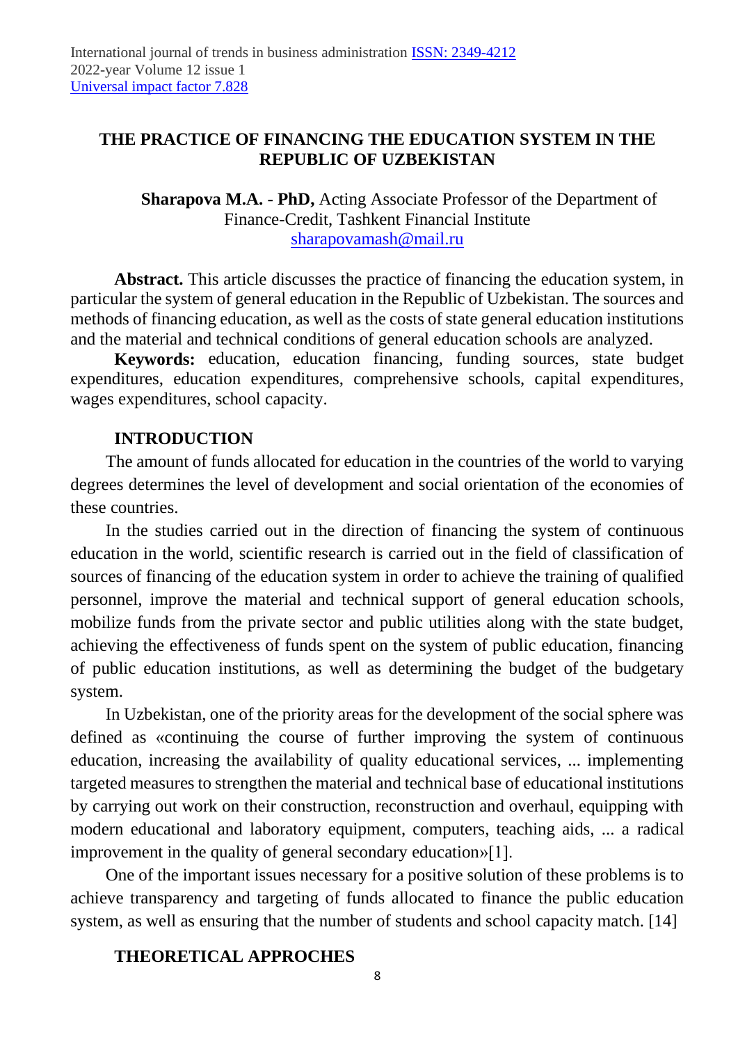# THE PRACTICE OF FINANCING THE EDUCATION SYSTEM IN THE REPUBLIC OF UZBEKISTAN

**Sharapova M.A. - PhD,** Acting Associate Professor of the Department of Finance-Credit, Tashkent Financial Institute
sharapovamash@mail.ru

**Abstract.** This article discusses the practice of financing the education system, in particular the system of general education in the Republic of Uzbekistan. The sources and methods of financing education, as well as the costs of state general education institutions and the material and technical conditions of general education schools are analyzed.

**Keywords:** education, education financing, funding sources, state budget expenditures, education expenditures, comprehensive schools, capital expenditures, wages expenditures, school capacity.

## INTRODUCTION

The amount of funds allocated for education in the countries of the world to varying degrees determines the level of development and social orientation of the economies of these countries.

In the studies carried out in the direction of financing the system of continuous education in the world, scientific research is carried out in the field of classification of sources of financing of the education system in order to achieve the training of qualified personnel, improve the material and technical support of general education schools, mobilize funds from the private sector and public utilities along with the state budget, achieving the effectiveness of funds spent on the system of public education, financing of public education institutions, as well as determining the budget of the budgetary system.

In Uzbekistan, one of the priority areas for the development of the social sphere was defined as «continuing the course of further improving the system of continuous education, increasing the availability of quality educational services, ... implementing targeted measures to strengthen the material and technical base of educational institutions by carrying out work on their construction, reconstruction and overhaul, equipping with modern educational and laboratory equipment, computers, teaching aids, ... a radical improvement in the quality of general secondary education»[1].

One of the important issues necessary for a positive solution of these problems is to achieve transparency and targeting of funds allocated to finance the public education system, as well as ensuring that the number of students and school capacity match. [14]

## THEORETICAL APPROCHES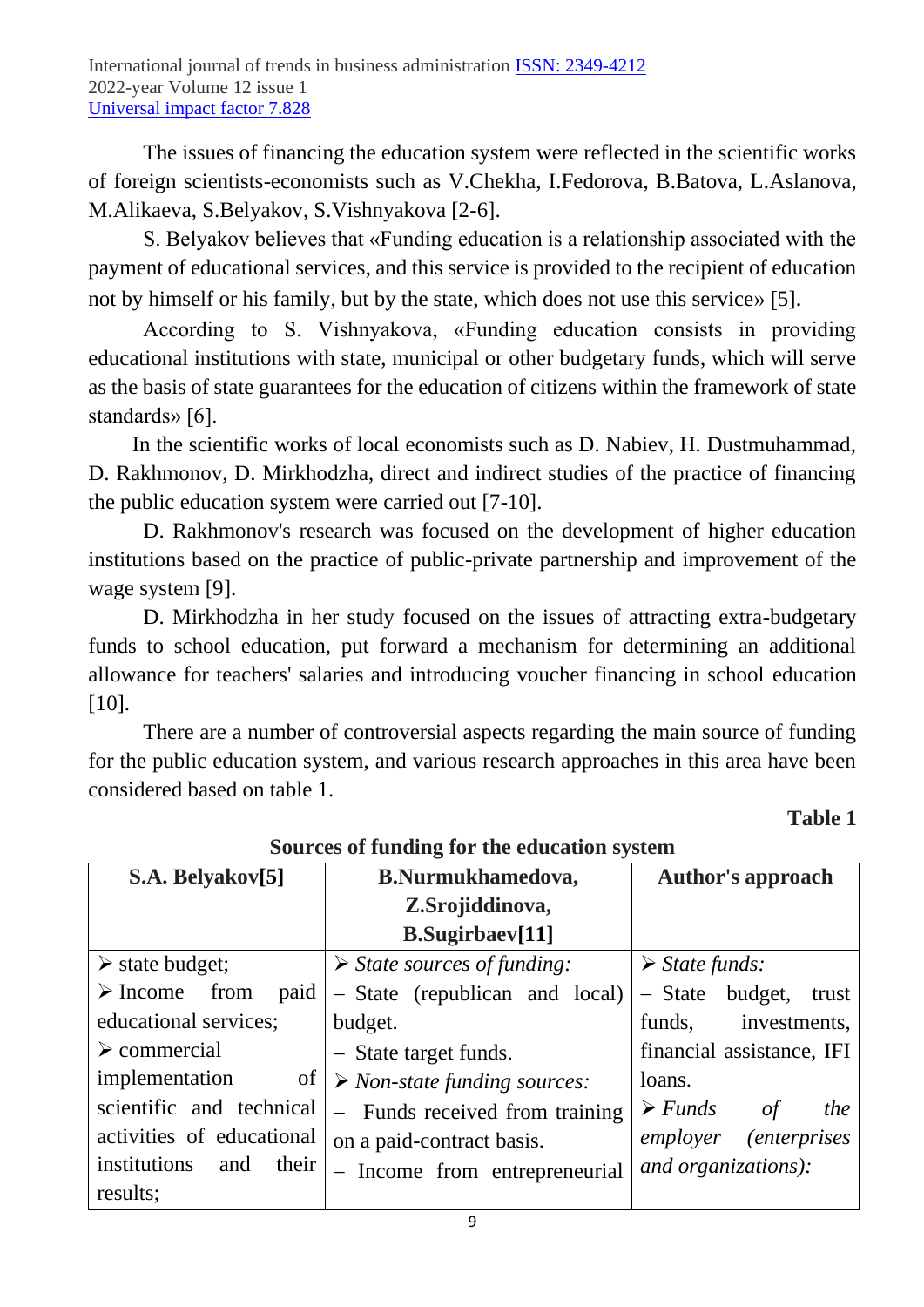The issues of financing the education system were reflected in the scientific works of foreign scientists-economists such as V.Chekha, I.Fedorova, B.Batova, L.Aslanova, M.Alikaeva, S.Belyakov, S.Vishnyakova [2-6].

S. Belyakov believes that «Funding education is a relationship associated with the payment of educational services, and this service is provided to the recipient of education not by himself or his family, but by the state, which does not use this service» [5].

According to S. Vishnyakova, «Funding education consists in providing educational institutions with state, municipal or other budgetary funds, which will serve as the basis of state guarantees for the education of citizens within the framework of state standards» [6].

In the scientific works of local economists such as D. Nabiev, H. Dustmuhammad, D. Rakhmonov, D. Mirkhodzha, direct and indirect studies of the practice of financing the public education system were carried out [7-10].

D. Rakhmonov's research was focused on the development of higher education institutions based on the practice of public-private partnership and improvement of the wage system [9].

D. Mirkhodzha in her study focused on the issues of attracting extra-budgetary funds to school education, put forward a mechanism for determining an additional allowance for teachers' salaries and introducing voucher financing in school education [10].

There are a number of controversial aspects regarding the main source of funding for the public education system, and various research approaches in this area have been considered based on table 1.

**Table 1**

**Sources of funding for the education system**

| **S.A. Belyakov[5]** | **B.Nurmukhamedova, Z.Srojiddinova, B.Sugirbaev[11]** | **Author's approach** |
|---|---|---|
| ➢ state budget;<br>➢ Income from paid educational services;<br>➢ commercial implementation of scientific and technical activities of educational institutions and their results; | ➢ *State sources of funding:*<br>– State (republican and local) budget.<br>– State target funds.<br>➢ *Non-state funding sources:*<br>– Funds received from training on a paid-contract basis.<br>– Income from entrepreneurial | ➢ *State funds:*<br>– State budget, trust funds, investments, financial assistance, IFI loans.<br>➢ *Funds of the employer (enterprises and organizations):* |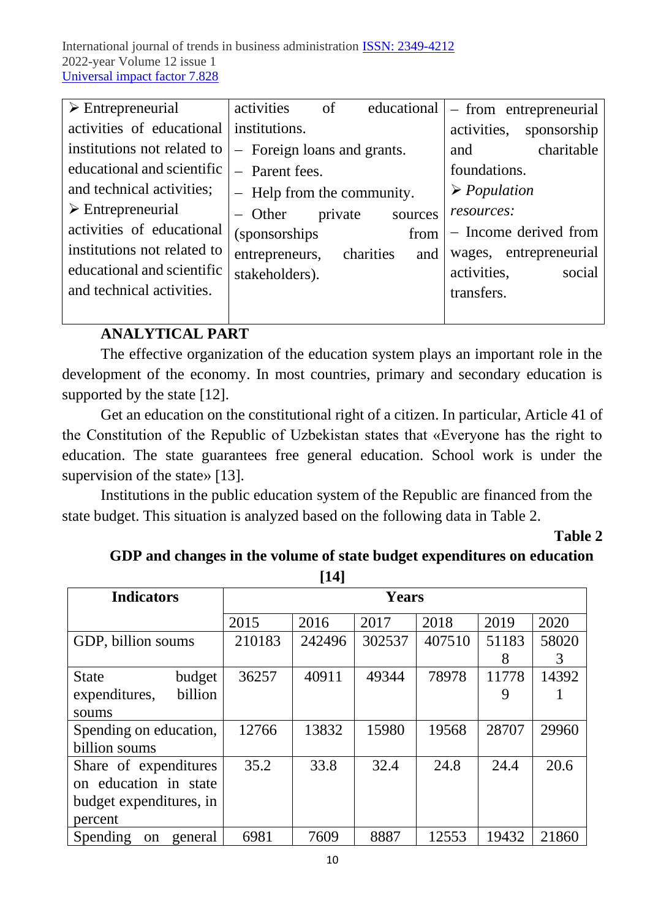| ➢ Entrepreneurial activities of educational institutions not related to educational and scientific and technical activities; ➢ Entrepreneurial activities of educational institutions not related to educational and scientific and technical activities. | activities of educational institutions. – Foreign loans and grants. – Parent fees. – Help from the community. – Other private sources (sponsorships from entrepreneurs, charities and stakeholders). | – from entrepreneurial activities, sponsorship and charitable foundations. ➢ *Population resources:* – Income derived from wages, entrepreneurial activities, social transfers. |
|---|---|---|

## ANALYTICAL PART

The effective organization of the education system plays an important role in the development of the economy. In most countries, primary and secondary education is supported by the state [12].

Get an education on the constitutional right of a citizen. In particular, Article 41 of the Constitution of the Republic of Uzbekistan states that «Everyone has the right to education. The state guarantees free general education. School work is under the supervision of the state» [13].

Institutions in the public education system of the Republic are financed from the state budget. This situation is analyzed based on the following data in Table 2.

**Table 2**

**GDP and changes in the volume of state budget expenditures on education [14]**

| Indicators | Years | | | | | |
|---|---|---|---|---|---|---|
| | 2015 | 2016 | 2017 | 2018 | 2019 | 2020 |
| GDP, billion soums | 210183 | 242496 | 302537 | 407510 | 511838 | 580203 |
| State budget expenditures, billion soums | 36257 | 40911 | 49344 | 78978 | 117789 | 143921 |
| Spending on education, billion soums | 12766 | 13832 | 15980 | 19568 | 28707 | 29960 |
| Share of expenditures on education in state budget expenditures, in percent | 35.2 | 33.8 | 32.4 | 24.8 | 24.4 | 20.6 |
| Spending on general | 6981 | 7609 | 8887 | 12553 | 19432 | 21860 |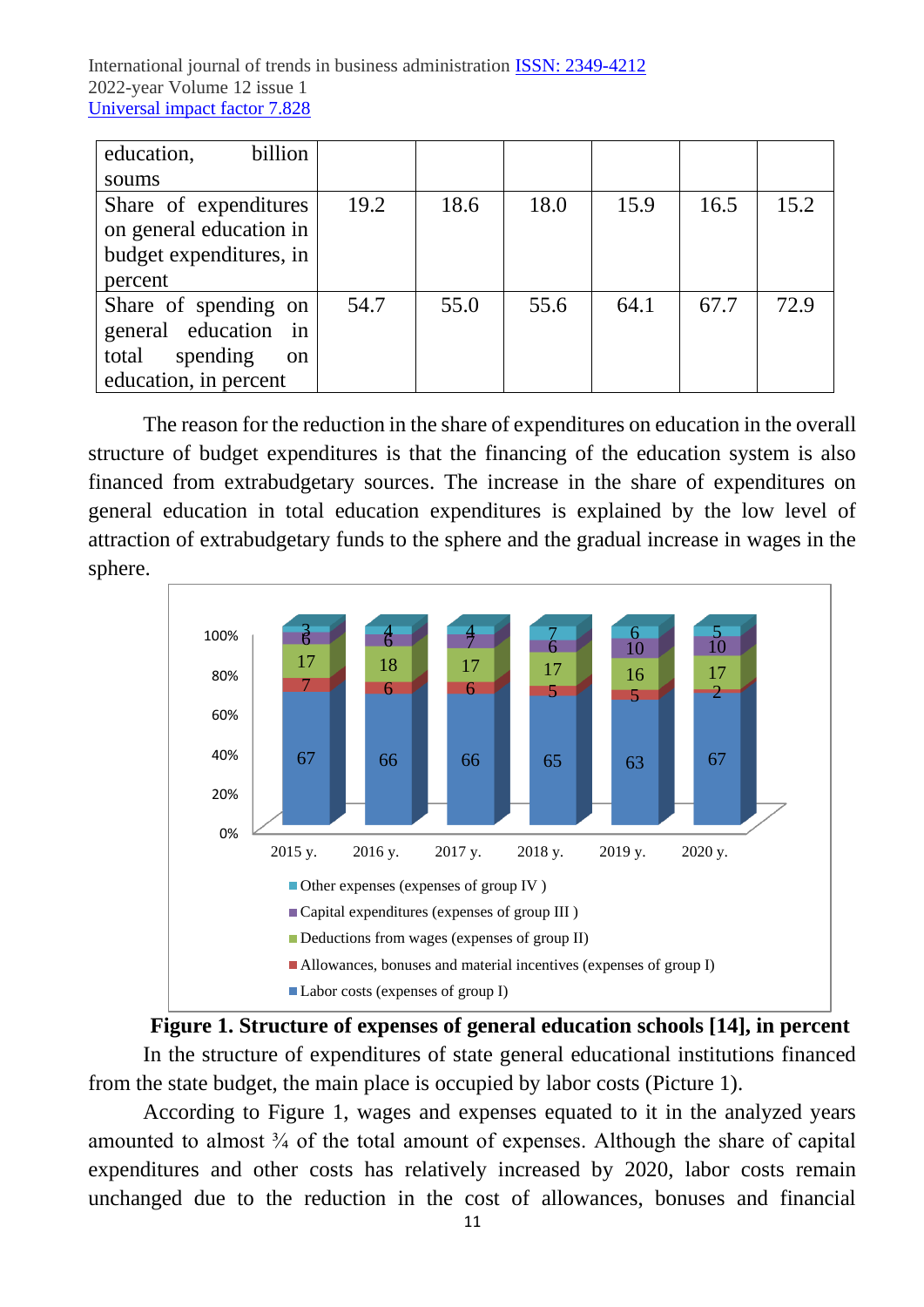| education, billion soums | | | | | | |
|---|---|---|---|---|---|---|
| Share of expenditures on general education in budget expenditures, in percent | 19.2 | 18.6 | 18.0 | 15.9 | 16.5 | 15.2 |
| Share of spending on general education in total spending on education, in percent | 54.7 | 55.0 | 55.6 | 64.1 | 67.7 | 72.9 |

The reason for the reduction in the share of expenditures on education in the overall structure of budget expenditures is that the financing of the education system is also financed from extrabudgetary sources. The increase in the share of expenditures on general education in total education expenditures is explained by the low level of attraction of extrabudgetary funds to the sphere and the gradual increase in wages in the sphere.

| | 2015 y. | 2016 y. | 2017 y. | 2018 y. | 2019 y. | 2020 y. |
|---|---|---|---|---|---|---|
| Other expenses (expenses of group IV ) | 3 | 4 | 4 | 7 | 6 | 5 |
| Capital expenditures (expenses of group III ) | 6 | 6 | 7 | 6 | 10 | 10 |
| Deductions from wages (expenses of group II) | 17 | 18 | 17 | 17 | 16 | 17 |
| Allowances, bonuses and material incentives (expenses of group I) | 7 | 6 | 6 | 5 | 5 | 2 |
| Labor costs (expenses of group I) | 67 | 66 | 66 | 65 | 63 | 67 |

**Figure 1. Structure of expenses of general education schools [14], in percent**

In the structure of expenditures of state general educational institutions financed from the state budget, the main place is occupied by labor costs (Picture 1).

According to Figure 1, wages and expenses equated to it in the analyzed years amounted to almost ¾ of the total amount of expenses. Although the share of capital expenditures and other costs has relatively increased by 2020, labor costs remain unchanged due to the reduction in the cost of allowances, bonuses and financial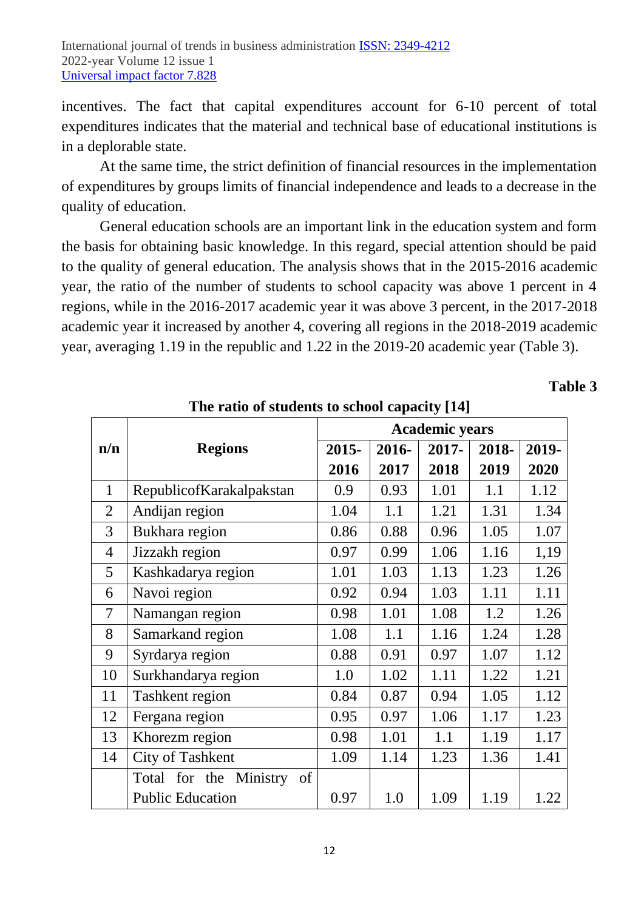incentives. The fact that capital expenditures account for 6-10 percent of total expenditures indicates that the material and technical base of educational institutions is in a deplorable state.

At the same time, the strict definition of financial resources in the implementation of expenditures by groups limits of financial independence and leads to a decrease in the quality of education.

General education schools are an important link in the education system and form the basis for obtaining basic knowledge. In this regard, special attention should be paid to the quality of general education. The analysis shows that in the 2015-2016 academic year, the ratio of the number of students to school capacity was above 1 percent in 4 regions, while in the 2016-2017 academic year it was above 3 percent, in the 2017-2018 academic year it increased by another 4, covering all regions in the 2018-2019 academic year, averaging 1.19 in the republic and 1.22 in the 2019-20 academic year (Table 3).

**Table 3**

**The ratio of students to school capacity [14]**

| n/n | Regions | Academic years | | | | |
|---|---|---|---|---|---|---|
| | | 2015-2016 | 2016-2017 | 2017-2018 | 2018-2019 | 2019-2020 |
| 1 | RepublicofKarakalpakstan | 0.9 | 0.93 | 1.01 | 1.1 | 1.12 |
| 2 | Andijan region | 1.04 | 1.1 | 1.21 | 1.31 | 1.34 |
| 3 | Bukhara region | 0.86 | 0.88 | 0.96 | 1.05 | 1.07 |
| 4 | Jizzakh region | 0.97 | 0.99 | 1.06 | 1.16 | 1,19 |
| 5 | Kashkadarya region | 1.01 | 1.03 | 1.13 | 1.23 | 1.26 |
| 6 | Navoi region | 0.92 | 0.94 | 1.03 | 1.11 | 1.11 |
| 7 | Namangan region | 0.98 | 1.01 | 1.08 | 1.2 | 1.26 |
| 8 | Samarkand region | 1.08 | 1.1 | 1.16 | 1.24 | 1.28 |
| 9 | Syrdarya region | 0.88 | 0.91 | 0.97 | 1.07 | 1.12 |
| 10 | Surkhandarya region | 1.0 | 1.02 | 1.11 | 1.22 | 1.21 |
| 11 | Tashkent region | 0.84 | 0.87 | 0.94 | 1.05 | 1.12 |
| 12 | Fergana region | 0.95 | 0.97 | 1.06 | 1.17 | 1.23 |
| 13 | Khorezm region | 0.98 | 1.01 | 1.1 | 1.19 | 1.17 |
| 14 | City of Tashkent | 1.09 | 1.14 | 1.23 | 1.36 | 1.41 |
| | Total for the Ministry of Public Education | 0.97 | 1.0 | 1.09 | 1.19 | 1.22 |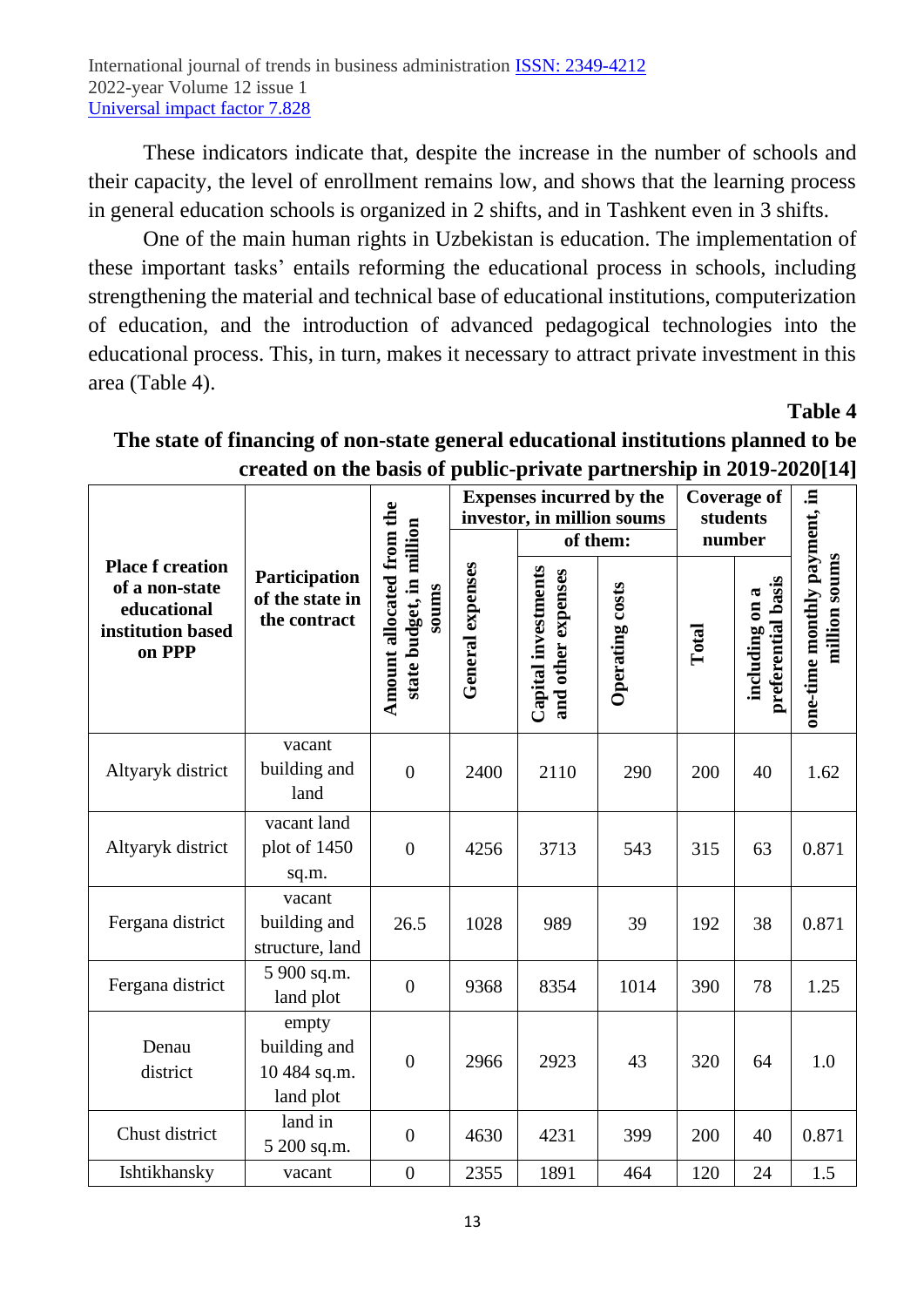These indicators indicate that, despite the increase in the number of schools and their capacity, the level of enrollment remains low, and shows that the learning process in general education schools is organized in 2 shifts, and in Tashkent even in 3 shifts.

One of the main human rights in Uzbekistan is education. The implementation of these important tasks' entails reforming the educational process in schools, including strengthening the material and technical base of educational institutions, computerization of education, and the introduction of advanced pedagogical technologies into the educational process. This, in turn, makes it necessary to attract private investment in this area (Table 4).

**Table 4**

**The state of financing of non-state general educational institutions planned to be created on the basis of public-private partnership in 2019-2020[14]**

| Place f creation of a non-state educational institution based on PPP | Participation of the state in the contract | Amount allocated from the state budget, in million soums | Expenses incurred by the investor, in million soums | | | Coverage of students number | | one-time monthly payment, in million soums |
|---|---|---|---|---|---|---|---|---|
| | | | General expenses | of them: Capital investments and other expenses | Operating costs | Total | including on a preferential basis | |
| Altyaryk district | vacant building and land | 0 | 2400 | 2110 | 290 | 200 | 40 | 1.62 |
| Altyaryk district | vacant land plot of 1450 sq.m. | 0 | 4256 | 3713 | 543 | 315 | 63 | 0.871 |
| Fergana district | vacant building and structure, land | 26.5 | 1028 | 989 | 39 | 192 | 38 | 0.871 |
| Fergana district | 5 900 sq.m. land plot | 0 | 9368 | 8354 | 1014 | 390 | 78 | 1.25 |
| Denau district | empty building and 10 484 sq.m. land plot | 0 | 2966 | 2923 | 43 | 320 | 64 | 1.0 |
| Chust district | land in 5 200 sq.m. | 0 | 4630 | 4231 | 399 | 200 | 40 | 0.871 |
| Ishtikhansky | vacant | 0 | 2355 | 1891 | 464 | 120 | 24 | 1.5 |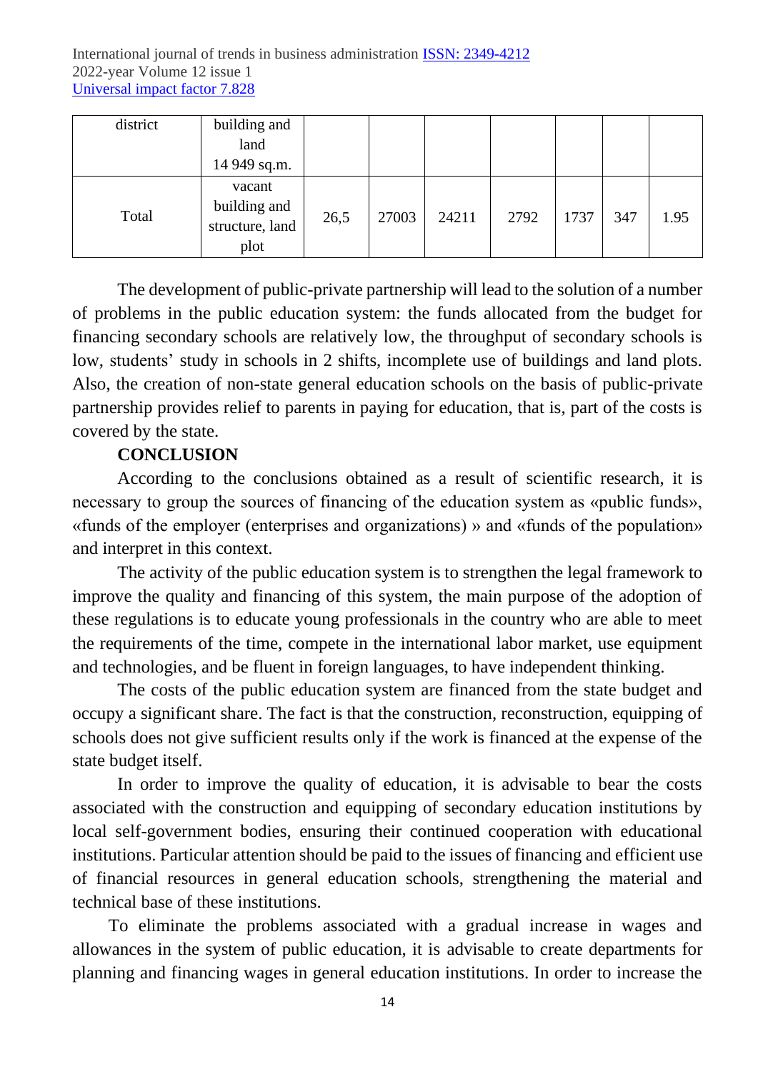| district | building and land 14 949 sq.m. | | | | | | | |
|---|---|---|---|---|---|---|---|---|
| Total | vacant building and structure, land plot | 26,5 | 27003 | 24211 | 2792 | 1737 | 347 | 1.95 |

The development of public-private partnership will lead to the solution of a number of problems in the public education system: the funds allocated from the budget for financing secondary schools are relatively low, the throughput of secondary schools is low, students' study in schools in 2 shifts, incomplete use of buildings and land plots. Also, the creation of non-state general education schools on the basis of public-private partnership provides relief to parents in paying for education, that is, part of the costs is covered by the state.

## CONCLUSION

According to the conclusions obtained as a result of scientific research, it is necessary to group the sources of financing of the education system as «public funds», «funds of the employer (enterprises and organizations) » and «funds of the population» and interpret in this context.

The activity of the public education system is to strengthen the legal framework to improve the quality and financing of this system, the main purpose of the adoption of these regulations is to educate young professionals in the country who are able to meet the requirements of the time, compete in the international labor market, use equipment and technologies, and be fluent in foreign languages, to have independent thinking.

The costs of the public education system are financed from the state budget and occupy a significant share. The fact is that the construction, reconstruction, equipping of schools does not give sufficient results only if the work is financed at the expense of the state budget itself.

In order to improve the quality of education, it is advisable to bear the costs associated with the construction and equipping of secondary education institutions by local self-government bodies, ensuring their continued cooperation with educational institutions. Particular attention should be paid to the issues of financing and efficient use of financial resources in general education schools, strengthening the material and technical base of these institutions.

To eliminate the problems associated with a gradual increase in wages and allowances in the system of public education, it is advisable to create departments for planning and financing wages in general education institutions. In order to increase the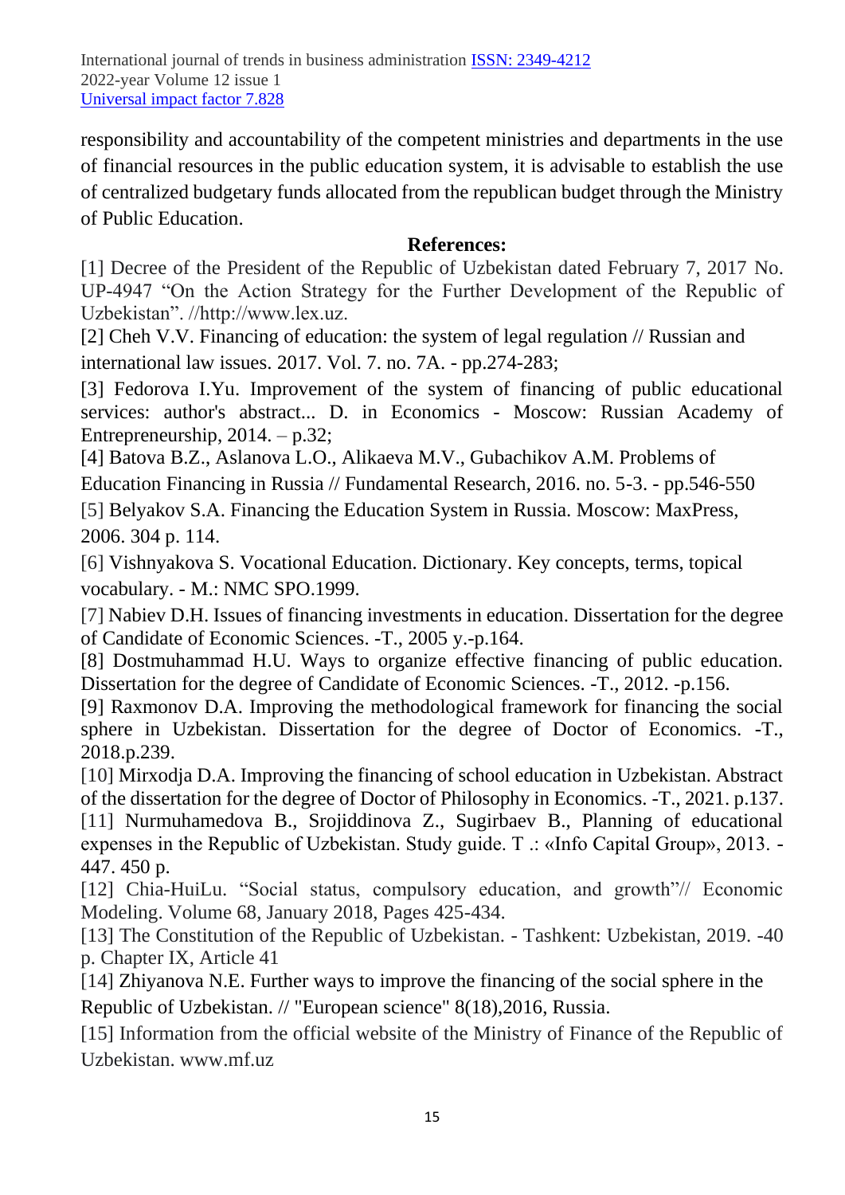responsibility and accountability of the competent ministries and departments in the use of financial resources in the public education system, it is advisable to establish the use of centralized budgetary funds allocated from the republican budget through the Ministry of Public Education.

## References:

[1] Decree of the President of the Republic of Uzbekistan dated February 7, 2017 No. UP-4947 "On the Action Strategy for the Further Development of the Republic of Uzbekistan". //http://www.lex.uz.

[2] Cheh V.V. Financing of education: the system of legal regulation // Russian and international law issues. 2017. Vol. 7. no. 7A. - pp.274-283;

[3] Fedorova I.Yu. Improvement of the system of financing of public educational services: author's abstract... D. in Economics - Moscow: Russian Academy of Entrepreneurship, 2014. – p.32;

[4] Batova B.Z., Aslanova L.O., Alikaeva M.V., Gubachikov A.M. Problems of Education Financing in Russia // Fundamental Research, 2016. no. 5-3. - pp.546-550

[5] Belyakov S.A. Financing the Education System in Russia. Moscow: MaxPress, 2006. 304 p. 114.

[6] Vishnyakova S. Vocational Education. Dictionary. Key concepts, terms, topical vocabulary. - M.: NMC SPO.1999.

[7] Nabiev D.H. Issues of financing investments in education. Dissertation for the degree of Candidate of Economic Sciences. -T., 2005 y.-p.164.

[8] Dostmuhammad H.U. Ways to organize effective financing of public education. Dissertation for the degree of Candidate of Economic Sciences. -T., 2012. -p.156.

[9] Raxmonov D.A. Improving the methodological framework for financing the social sphere in Uzbekistan. Dissertation for the degree of Doctor of Economics. -T., 2018.p.239.

[10] Mirxodja D.A. Improving the financing of school education in Uzbekistan. Abstract of the dissertation for the degree of Doctor of Philosophy in Economics. -T., 2021. p.137.

[11] Nurmuhamedova B., Srojiddinova Z., Sugirbaev B., Planning of educational expenses in the Republic of Uzbekistan. Study guide. T .: «Info Capital Group», 2013. - 447. 450 p.

[12] Chia-HuiLu. "Social status, compulsory education, and growth"// Economic Modeling. Volume 68, January 2018, Pages 425-434.

[13] The Constitution of the Republic of Uzbekistan. - Tashkent: Uzbekistan, 2019. -40 p. Chapter IX, Article 41

[14] Zhiyanova N.E. Further ways to improve the financing of the social sphere in the Republic of Uzbekistan. // "European science" 8(18),2016, Russia.

[15] Information from the official website of the Ministry of Finance of the Republic of Uzbekistan. www.mf.uz